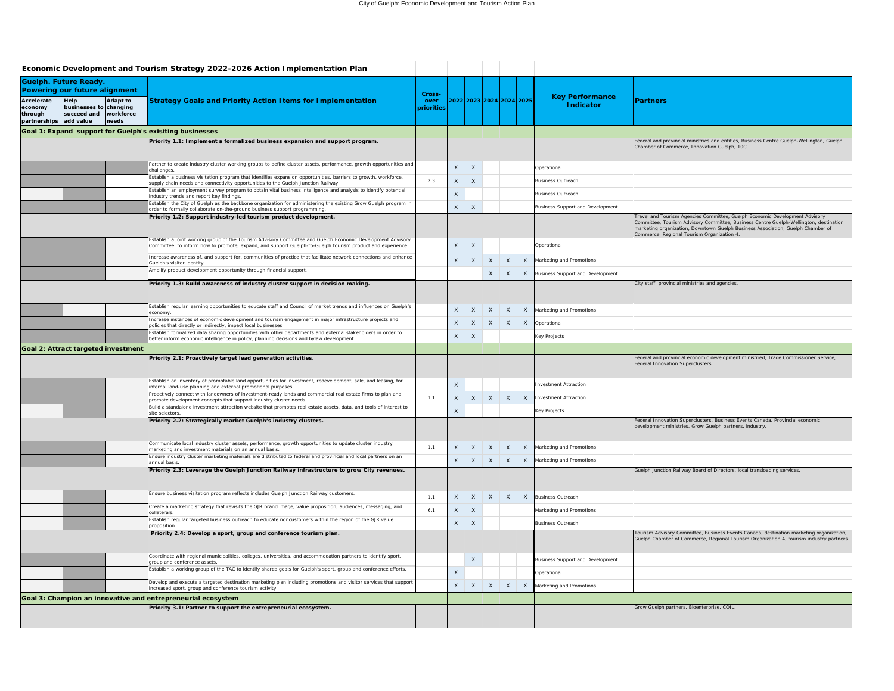## Economic Development and Tourism Strategy 2022-2026 Action Implementation Plan

| Accelerate economy through partnerships | Help businesses to succeed and add value | Adapt to changing workforce needs | Strategy Goals and Priority Action Items for Implementation | Cross-over priorities | 2022 | 2023 | 2024 | 2024 | 2025 | Key Performance Indicator | Partners |
|---|---|---|---|---|---|---|---|---|---|---|---|
| **Goal 1: Expand support for Guelph's exisiting businesses** | | | | | | | | | | | |
| | | | **Priority 1.1: Implement a formalized business expansion and support program.** | | | | | | | | Federal and provincial ministries and entities, Business Centre Guelph-Wellington, Guelph Chamber of Commerce, Innovation Guelph, 10C. |
| | | | Partner to create industry cluster working groups to define cluster assets, performance, growth opportunities and challenges. | | X | X | | | | Operational | |
| | | | Establish a business visitation program that identifies expansion opportunities, barriers to growth, workforce, supply chain needs and connectivity opportunities to the Guelph Junction Railway. | 2.3 | X | X | | | | Business Outreach | |
| | | | Establish an employment survey program to obtain vital business intelligence and analysis to identify potential industry trends and report key findings. | | X | | | | | Business Outreach | |
| | | | Establish the City of Guelph as the backbone organization for administering the existing Grow Guelph program in order to formally collaborate on-the-ground business support programming. | | X | X | | | | Business Support and Development | |
| | | | **Priority 1.2: Support industry-led tourism product development.** | | | | | | | | Travel and Tourism Agencies Committee, Guelph Economic Development Advisory Committee, Tourism Advisory Committee, Business Centre Guelph-Wellington, destination marketing organization, Downtown Guelph Business Association, Guelph Chamber of Commerce, Regional Tourism Organization 4. |
| | | | Establish a joint working group of the Tourism Advisory Committee and Guelph Economic Development Advisory Committee to inform how to promote, expand, and support Guelph-to-Guelph tourism product and experience. | | X | X | | | | Operational | |
| | | | Increase awareness of, and support for, communities of practice that facilitate network connections and enhance Guelph's visitor identity. | | X | X | X | X | X | Marketing and Promotions | |
| | | | Amplify product development opportunity through financial support. | | | | X | X | X | Business Support and Development | |
| | | | **Priority 1.3: Build awareness of industry cluster support in decision making.** | | | | | | | | City staff, provincial ministries and agencies. |
| | | | Establish regular learning opportunities to educate staff and Council of market trends and influences on Guelph's economy. | | X | X | X | X | X | Marketing and Promotions | |
| | | | Increase instances of economic development and tourism engagement in major infrastructure projects and policies that directly or indirectly, impact local businesses. | | X | X | X | X | X | Operational | |
| | | | Establish formalized data sharing opportunities with other departments and external stakeholders in order to better inform economic intelligence in policy, planning decisions and bylaw development. | | X | X | | | | Key Projects | |
| **Goal 2: Attract targeted investment** | | | | | | | | | | | |
| | | | **Priority 2.1: Proactively target lead generation activities.** | | | | | | | | Federal and provincial economic development ministried, Trade Commissioner Service, Federal Innovation Superclusters |
| | | | Establish an inventory of promotable land opportunities for investment, redevelopment, sale, and leasing, for internal land-use planning and external promotional purposes. | | X | | | | | Investment Attraction | |
| | | | Proactively connect with landowners of investment-ready lands and commercial real estate firms to plan and promote development concepts that support industry cluster needs. | 1.1 | X | X | X | X | X | Investment Attraction | |
| | | | Build a standalone investment attraction website that promotes real estate assets, data, and tools of interest to site selectors. | | X | | | | | Key Projects | |
| | | | **Priority 2.2: Strategically market Guelph's industry clusters.** | | | | | | | | Federal Innovation Superclusters, Business Events Canada, Provincial economic development ministries, Grow Guelph partners, industry. |
| | | | Communicate local industry cluster assets, performance, growth opportunities to update cluster industry marketing and investment materials on an annual basis. | 1.1 | X | X | X | X | X | Marketing and Promotions | |
| | | | Ensure industry cluster marketing materials are distributed to federal and provincial and local partners on an annual basis. | | X | X | X | X | X | Marketing and Promotions | |
| | | | **Priority 2.3: Leverage the Guelph Junction Railway infrastructure to grow City revenues.** | | | | | | | | Guelph Junction Railway Board of Directors, local transloading services. |
| | | | Ensure business visitation program reflects includes Guelph Junction Railway customers. | 1.1 | X | X | X | X | X | Business Outreach | |
| | | | Create a marketing strategy that revisits the GJR brand image, value proposition, audiences, messaging, and collaterals. | 6.1 | X | X | | | | Marketing and Promotions | |
| | | | Establish regular targeted business outreach to educate noncustomers within the region of the GJR value proposition. | | X | X | | | | Business Outreach | |
| | | | **Priority 2.4: Develop a sport, group and conference tourism plan.** | | | | | | | | Tourism Advisory Committee, Business Events Canada, destination marketing organization, Guelph Chamber of Commerce, Regional Tourism Organization 4, tourism industry partners. |
| | | | Coordinate with regional municipalities, colleges, universities, and accommodation partners to identify sport, group and conference assets. | | | X | | | | Business Support and Development | |
| | | | Establish a working group of the TAC to identify shared goals for Guelph's sport, group and conference efforts. | | X | | | | | Operational | |
| | | | Develop and execute a targeted destination marketing plan including promotions and visitor services that support increased sport, group and conference tourism activity. | | X | X | X | X | X | Marketing and Promotions | |
| **Goal 3: Champion an innovative and entrepreneurial ecosystem** | | | | | | | | | | | |
| | | | **Priority 3.1: Partner to support the entrepreneurial ecosystem.** | | | | | | | | Grow Guelph partners, Bioenterprise, COIL. |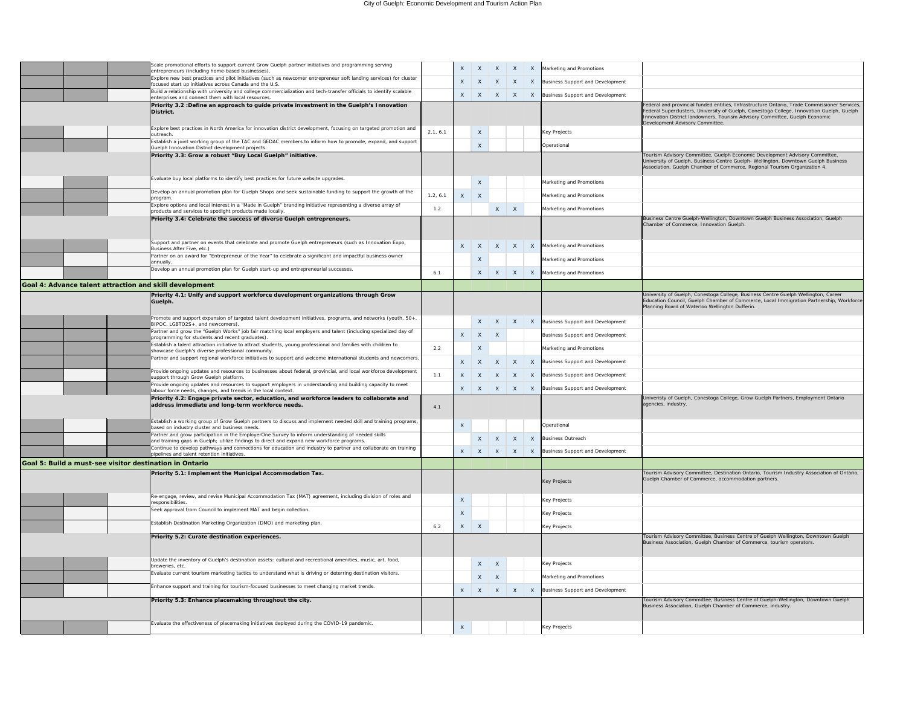| | | | | | | | | |
|---|---|---|---|---|---|---|---|---|
| Scale promotional efforts to support current Grow Guelph partner initiatives and programming serving entrepreneurs (including home-based businesses). | | X | X | X | X | X | Marketing and Promotions | |
| Explore new best practices and pilot initiatives (such as newcomer entrepreneur soft landing services) for cluster focused start up initiatives across Canada and the U.S. | | X | X | X | X | X | Business Support and Development | |
| Build a relationship with university and college commercialization and tech-transfer officials to identify scalable enterprises and connect them with local resources. | | X | X | X | X | X | Business Support and Development | |
| **Priority 3.2 :Define an approach to guide private investment in the Guelph's Innovation District.** | | | | | | | | Federal and provincial funded entities, Infrastructure Ontario, Trade Commissioner Services, Federal Superclusters, University of Guelph, Conestoga College, Innovation Guelph, Guelph Innovation District landowners, Tourism Advisory Committee, Guelph Economic Development Advisory Committee. |
| Explore best practices in North America for innovation district development, focusing on targeted promotion and outreach. | 2.1, 6.1 | | X | | | | Key Projects | |
| Establish a joint working group of the TAC and GEDAC members to inform how to promote, expand, and support Guelph Innovation District development projects. | | | X | | | | Operational | |
| **Priority 3.3: Grow a robust "Buy Local Guelph" initiative.** | | | | | | | | Tourism Advisory Committee, Guelph Economic Development Advisory Committee, University of Guelph, Business Centre Guelph- Wellington, Downtown Guelph Business Association, Guelph Chamber of Commerce, Regional Tourism Organization 4. |
| Evaluate buy local platforms to identify best practices for future website upgrades. | | | X | | | | Marketing and Promotions | |
| Develop an annual promotion plan for Guelph Shops and seek sustainable funding to support the growth of the program. | 1.2, 6.1 | X | X | | | | Marketing and Promotions | |
| Explore options and local interest in a "Made in Guelph" branding initiative representing a diverse array of products and services to spotlight products made locally. | 1.2 | | | X | X | | Marketing and Promotions | |
| **Priority 3.4: Celebrate the success of diverse Guelph entrepreneurs.** | | | | | | | | Business Centre Guelph-Wellington, Downtown Guelph Business Association, Guelph Chamber of Commerce, Innovation Guelph. |
| Support and partner on events that celebrate and promote Guelph entrepreneurs (such as Innovation Expo, Business After Five, etc.) | | X | X | X | X | X | Marketing and Promotions | |
| Partner on an award for "Entrepreneur of the Year" to celebrate a significant and impactful business owner annually. | | | X | | | | Marketing and Promotions | |
| Develop an annual promotion plan for Guelph start-up and entrepreneurial successes. | 6.1 | | X | X | X | X | Marketing and Promotions | |
| **Goal 4: Advance talent attraction and skill development** | | | | | | | | |
| **Priority 4.1: Unify and support workforce development organizations through Grow Guelph.** | | | | | | | | University of Guelph, Conestoga College, Business Centre Guelph Wellington, Career Education Council, Guelph Chamber of Commerce, Local Immigration Partnership, Workforce Planning Board of Waterloo Wellington Dufferin. |
| Promote and support expansion of targeted talent development initiatives, programs, and networks (youth, 50+, BIPOC, LGBTQ2S+, and newcomers). | | | X | X | X | X | Business Support and Development | |
| Partner and grow the "Guelph Works" job fair matching local employers and talent (including specialized day of programming for students and recent graduates). | | X | X | X | | | Business Support and Development | |
| Establish a talent attraction initiative to attract students, young professional and families with children to showcase Guelph's diverse professional community. | 2.2 | | X | | | | Marketing and Promotions | |
| Partner and support regional workforce initiatives to support and welcome international students and newcomers. | | X | X | X | X | X | Business Support and Development | |
| Provide ongoing updates and resources to businesses about federal, provincial, and local workforce development support through Grow Guelph platform. | 1.1 | X | X | X | X | X | Business Support and Development | |
| Provide ongoing updates and resources to support employers in understanding and building capacity to meet labour force needs, changes, and trends in the local context. | | X | X | X | X | X | Business Support and Development | |
| **Priority 4.2: Engage private sector, education, and workforce leaders to collaborate and address immediate and long-term workforce needs.** | 4.1 | | | | | | | Univeristy of Guelph, Conestoga College, Grow Guelph Partners, Employment Ontario agencies, industry. |
| Establish a working group of Grow Guelph partners to discuss and implement needed skill and training programs, based on industry cluster and business needs. | | X | | | | | Operational | |
| Partner and grow participation in the EmployerOne Survey to inform understanding of needed skills and training gaps in Guelph; utilize findings to direct and expand new workforce programs. | | | X | X | X | X | Business Outreach | |
| Continue to develop pathways and connections for education and industry to partner and collaborate on training pipelines and talent retention initiatives. | | X | X | X | X | X | Business Support and Development | |
| **Goal 5: Build a must-see visitor destination in Ontario** | | | | | | | | |
| **Priority 5.1: Implement the Municipal Accommodation Tax.** | | | | | | | Key Projects | Tourism Advisory Committee, Destination Ontario, Tourism Industry Association of Ontario, Guelph Chamber of Commerce, accommodation partners. |
| Re-engage, review, and revise Municipal Accommodation Tax (MAT) agreement, including division of roles and responsibilities. | | X | | | | | Key Projects | |
| Seek approval from Council to implement MAT and begin collection. | | X | | | | | Key Projects | |
| Establish Destination Marketing Organization (DMO) and marketing plan. | 6.2 | X | X | | | | Key Projects | |
| **Priority 5.2: Curate destination experiences.** | | | | | | | | Tourism Advisory Committee, Business Centre of Guelph Wellington, Downtown Guelph Business Association, Guelph Chamber of Commerce, tourism operators. |
| Update the inventory of Guelph's destination assets: cultural and recreational amenities, music, art, food, breweries, etc. | | | X | X | | | Key Projects | |
| Evaluate current tourism marketing tactics to understand what is driving or deterring destination visitors. | | | X | X | | | Marketing and Promotions | |
| Enhance support and training for tourism-focused businesses to meet changing market trends. | | X | X | X | X | X | Business Support and Development | |
| **Priority 5.3: Enhance placemaking throughout the city.** | | | | | | | | Tourism Advisory Committee, Business Centre of Guelph-Wellington, Downtown Guelph Business Association, Guelph Chamber of Commerce, industry. |
| Evaluate the effectiveness of placemaking initiatives deployed during the COVID-19 pandemic. | | X | | | | | Key Projects | |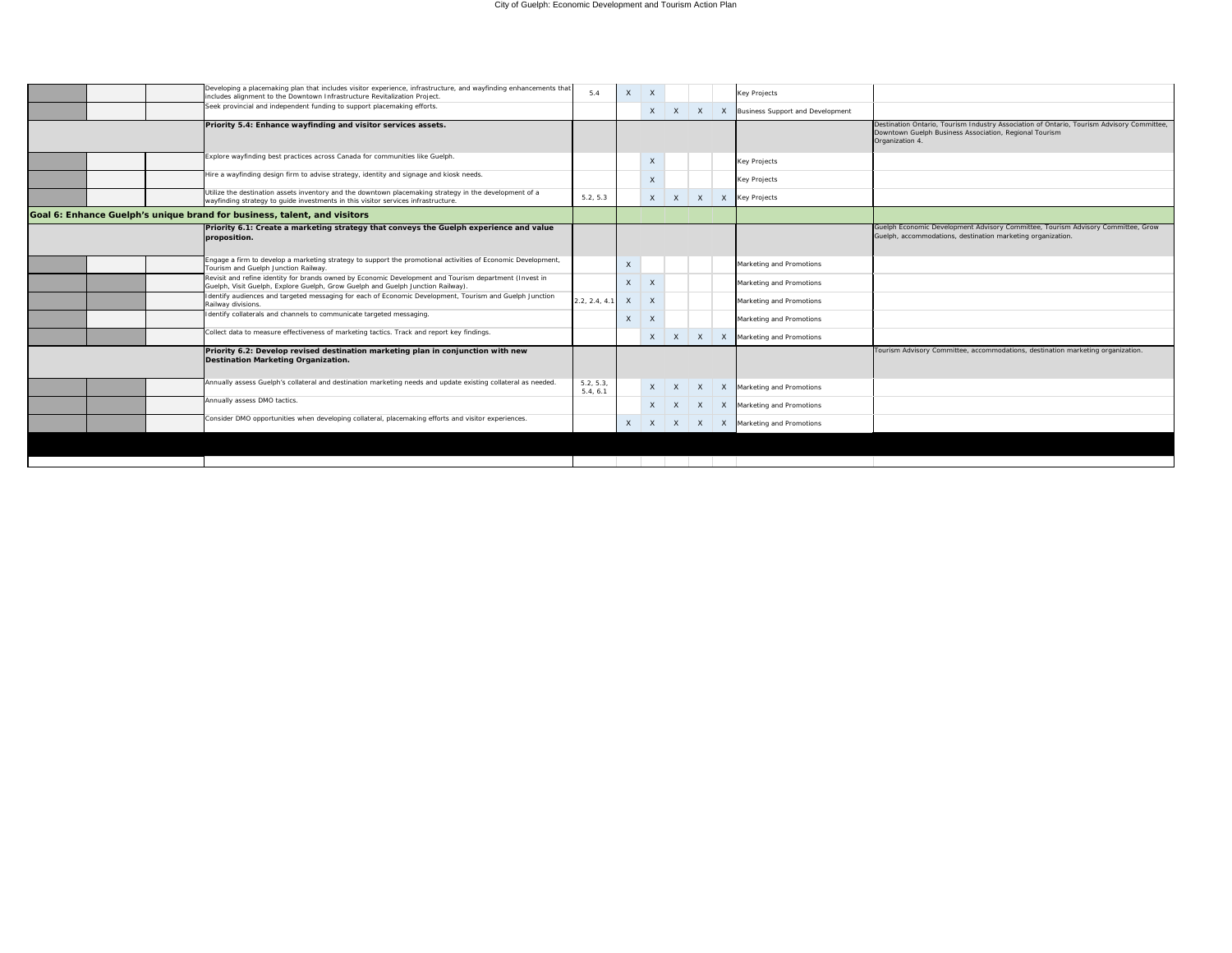| | | | | | | | | | | | |
|---|---|---|---|---|---|---|---|---|---|---|---|
| | | | Developing a placemaking plan that includes visitor experience, infrastructure, and wayfinding enhancements that includes alignment to the Downtown Infrastructure Revitalization Project. | 5.4 | X | X | | | | Key Projects | |
| | | | Seek provincial and independent funding to support placemaking efforts. | | | X | X | X | X | Business Support and Development | |
| | | | **Priority 5.4: Enhance wayfinding and visitor services assets.** | | | | | | | | Destination Ontario, Tourism Industry Association of Ontario, Tourism Advisory Committee, Downtown Guelph Business Association, Regional Tourism Organization 4. |
| | | | Explore wayfinding best practices across Canada for communities like Guelph. | | | X | | | | Key Projects | |
| | | | Hire a wayfinding design firm to advise strategy, identity and signage and kiosk needs. | | | X | | | | Key Projects | |
| | | | Utilize the destination assets inventory and the downtown placemaking strategy in the development of a wayfinding strategy to guide investments in this visitor services infrastructure. | 5.2, 5.3 | | X | X | X | X | Key Projects | |
| **Goal 6: Enhance Guelph's unique brand for business, talent, and visitors** | | | | | | | | | | | |
| | | | **Priority 6.1: Create a marketing strategy that conveys the Guelph experience and value proposition.** | | | | | | | | Guelph Economic Development Advisory Committee, Tourism Advisory Committee, Grow Guelph, accommodations, destination marketing organization. |
| | | | Engage a firm to develop a marketing strategy to support the promotional activities of Economic Development, Tourism and Guelph Junction Railway. | | X | | | | | Marketing and Promotions | |
| | | | Revisit and refine identity for brands owned by Economic Development and Tourism department (Invest in Guelph, Visit Guelph, Explore Guelph, Grow Guelph and Guelph Junction Railway). | | X | X | | | | Marketing and Promotions | |
| | | | Identify audiences and targeted messaging for each of Economic Development, Tourism and Guelph Junction Railway divisions. | 2.2, 2.4, 4.1 | X | X | | | | Marketing and Promotions | |
| | | | Identify collaterals and channels to communicate targeted messaging. | | X | X | | | | Marketing and Promotions | |
| | | | Collect data to measure effectiveness of marketing tactics. Track and report key findings. | | | X | X | X | X | Marketing and Promotions | |
| | | | **Priority 6.2: Develop revised destination marketing plan in conjunction with new Destination Marketing Organization.** | | | | | | | | Tourism Advisory Committee, accommodations, destination marketing organization. |
| | | | Annually assess Guelph's collateral and destination marketing needs and update existing collateral as needed. | 5.2, 5.3, 5.4, 6.1 | | X | X | X | X | Marketing and Promotions | |
| | | | Annually assess DMO tactics. | | | X | X | X | X | Marketing and Promotions | |
| | | | Consider DMO opportunities when developing collateral, placemaking efforts and visitor experiences. | | X | X | X | X | X | Marketing and Promotions | |